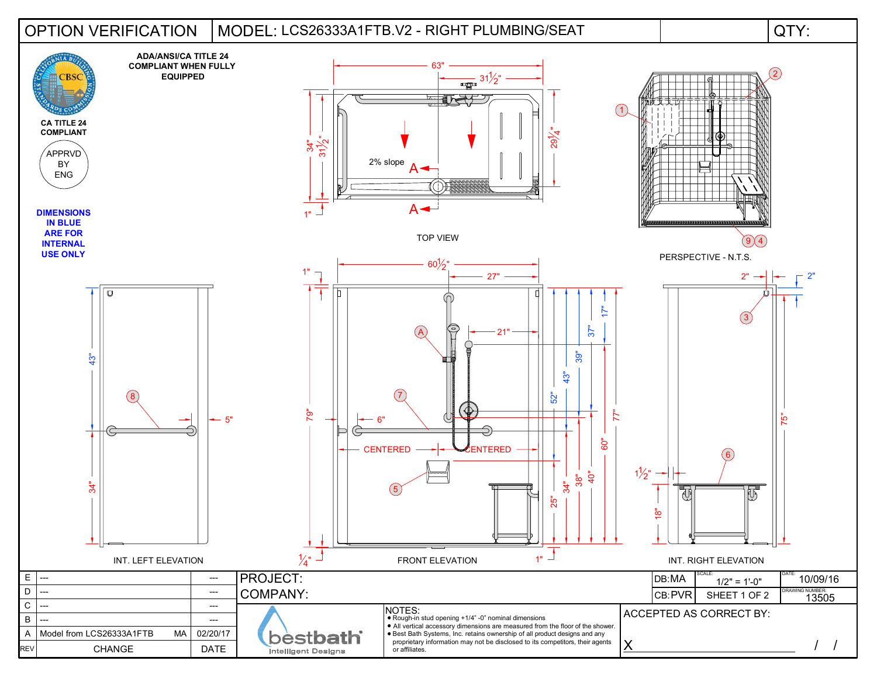# OPTION VERIFICATION | MODEL: LCS26333A1FTB.V2 - RIGHT PLUMBING/SEAT | QTY:

**ADA/ANSI/CA TITLE 24 COMPLIANT WHEN FULLY EQUIPPED**

CA TITLE 24 COMPLIANT

APPRVD BY ENG

**DIMENSIONS IN BLUE ARE FOR INTERNAL USE ONLY**

TOP VIEW

63" — 31½" — 34" — 31½" — 29¼" — 1" — 2% slope — A — A

PERSPECTIVE - N.T.S.

1 — 2 — 9 — 4

INT. LEFT ELEVATION

43" — 34" — 5" — 8

FRONT ELEVATION

60½" — 27" — 1" — 21" — A — 7 — 6" — CENTERED — CENTERED — 5 — 79" — 52" — 43" — 39" — 37" — 17" — 77" — 60" — 40" — 38" — 34" — 25" — ¼" — 1"

INT. RIGHT ELEVATION

2" — 2" — 3 — 6 — 1½" — 18" — 75"

| REV | CHANGE | | DATE |
|---|---|---|---|
| E | --- | | --- |
| D | --- | | --- |
| C | --- | | --- |
| B | --- | | --- |
| A | Model from LCS26333A1FTB | MA | 02/20/17 |

PROJECT:

COMPANY:

| DB: MA | SCALE: 1/2" = 1'-0" | DATE: 10/09/16 |
|---|---|---|
| CB: PVR | SHEET 1 OF 2 | DRAWING NUMBER: 13505 |

bestbath Intelligent Designs

NOTES:
- Rough-in stud opening +1/4" -0" nominal dimensions
- All vertical accessory dimensions are measured from the floor of the shower.
- Best Bath Systems, Inc. retains ownership of all product designs and any proprietary information may not be disclosed to its competitors, their agents or affiliates.

ACCEPTED AS CORRECT BY:

X \_\_\_\_\_\_\_\_\_\_\_\_\_\_\_\_\_\_\_\_ / /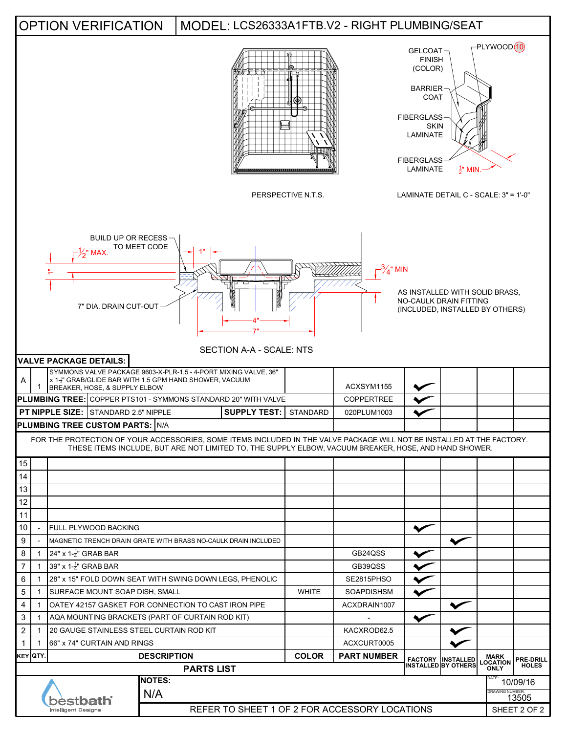# OPTION VERIFICATION | MODEL: LCS26333A1FTB.V2 - RIGHT PLUMBING/SEAT

GELCOAT FINISH (COLOR)

PLYWOOD (10)

BARRIER COAT

FIBERGLASS SKIN LAMINATE

FIBERGLASS LAMINATE

$\frac{1}{2}$" MIN.

PERSPECTIVE N.T.S.

LAMINATE DETAIL C - SCALE: 3" = 1'-0"

BUILD UP OR RECESS TO MEET CODE

$\frac{1}{2}$" MAX.

1"

$\frac{3}{4}$" MIN

7" DIA. DRAIN CUT-OUT

4"

7"

AS INSTALLED WITH SOLID BRASS, NO-CAULK DRAIN FITTING (INCLUDED, INSTALLED BY OTHERS)

SECTION A-A - SCALE: NTS

**VALVE PACKAGE DETAILS:**

| KEY | QTY. | DESCRIPTION | COLOR | PART NUMBER | FACTORY INSTALLED | INSTALLED BY OTHERS | MARK LOCATION ONLY | PRE-DRILL HOLES |
|---|---|---|---|---|---|---|---|---|
| A | 1 | SYMMONS VALVE PACKAGE 9603-X-PLR-1.5 - 4-PORT MIXING VALVE, 36" x 1-$\frac{1}{2}$" GRAB/GLIDE BAR WITH 1.5 GPM HAND SHOWER, VACUUM BREAKER, HOSE, & SUPPLY ELBOW | | ACXSYM1155 | ✓ | | | |
| | | **PLUMBING TREE:** COPPER PTS101 - SYMMONS STANDARD 20" WITH VALVE | | COPPERTREE | ✓ | | | |
| | | **PT NIPPLE SIZE:** STANDARD 2.5" NIPPLE — **SUPPLY TEST:** | STANDARD | 020PLUM1003 | ✓ | | | |
| | | **PLUMBING TREE CUSTOM PARTS:** N/A | | | | | | |

FOR THE PROTECTION OF YOUR ACCESSORIES, SOME ITEMS INCLUDED IN THE VALVE PACKAGE WILL NOT BE INSTALLED AT THE FACTORY. THESE ITEMS INCLUDE, BUT ARE NOT LIMITED TO, THE SUPPLY ELBOW, VACUUM BREAKER, HOSE, AND HAND SHOWER.

**PARTS LIST**

| KEY | QTY. | DESCRIPTION | COLOR | PART NUMBER | FACTORY INSTALLED | INSTALLED BY OTHERS | MARK LOCATION ONLY | PRE-DRILL HOLES |
|---|---|---|---|---|---|---|---|---|
| 15 | | | | | | | | |
| 14 | | | | | | | | |
| 13 | | | | | | | | |
| 12 | | | | | | | | |
| 11 | | | | | | | | |
| 10 | - | FULL PLYWOOD BACKING | | | ✓ | | | |
| 9 | - | MAGNETIC TRENCH DRAIN GRATE WITH BRASS NO-CAULK DRAIN INCLUDED | | | | ✓ | | |
| 8 | 1 | 24" x 1-$\frac{1}{4}$" GRAB BAR | | GB24QSS | ✓ | | | |
| 7 | 1 | 39" x 1-$\frac{1}{4}$" GRAB BAR | | GB39QSS | ✓ | | | |
| 6 | 1 | 28" x 15" FOLD DOWN SEAT WITH SWING DOWN LEGS, PHENOLIC | | SE2815PHSO | ✓ | | | |
| 5 | 1 | SURFACE MOUNT SOAP DISH, SMALL | WHITE | SOAPDISHSM | ✓ | | | |
| 4 | 1 | OATEY 42157 GASKET FOR CONNECTION TO CAST IRON PIPE | | ACXDRAIN1007 | | ✓ | | |
| 3 | 1 | AQA MOUNTING BRACKETS (PART OF CURTAIN ROD KIT) | | - | ✓ | | | |
| 2 | 1 | 20 GAUGE STAINLESS STEEL CURTAIN ROD KIT | | KACXROD62.5 | | ✓ | | |
| 1 | 1 | 66" x 74" CURTAIN AND RINGS | | ACXCURT0005 | | ✓ | | |

bestbath — Intelligent Designs

**NOTES:**
N/A

REFER TO SHEET 1 OF 2 FOR ACCESSORY LOCATIONS

DATE: 10/09/16

DRAWING NUMBER: 13505